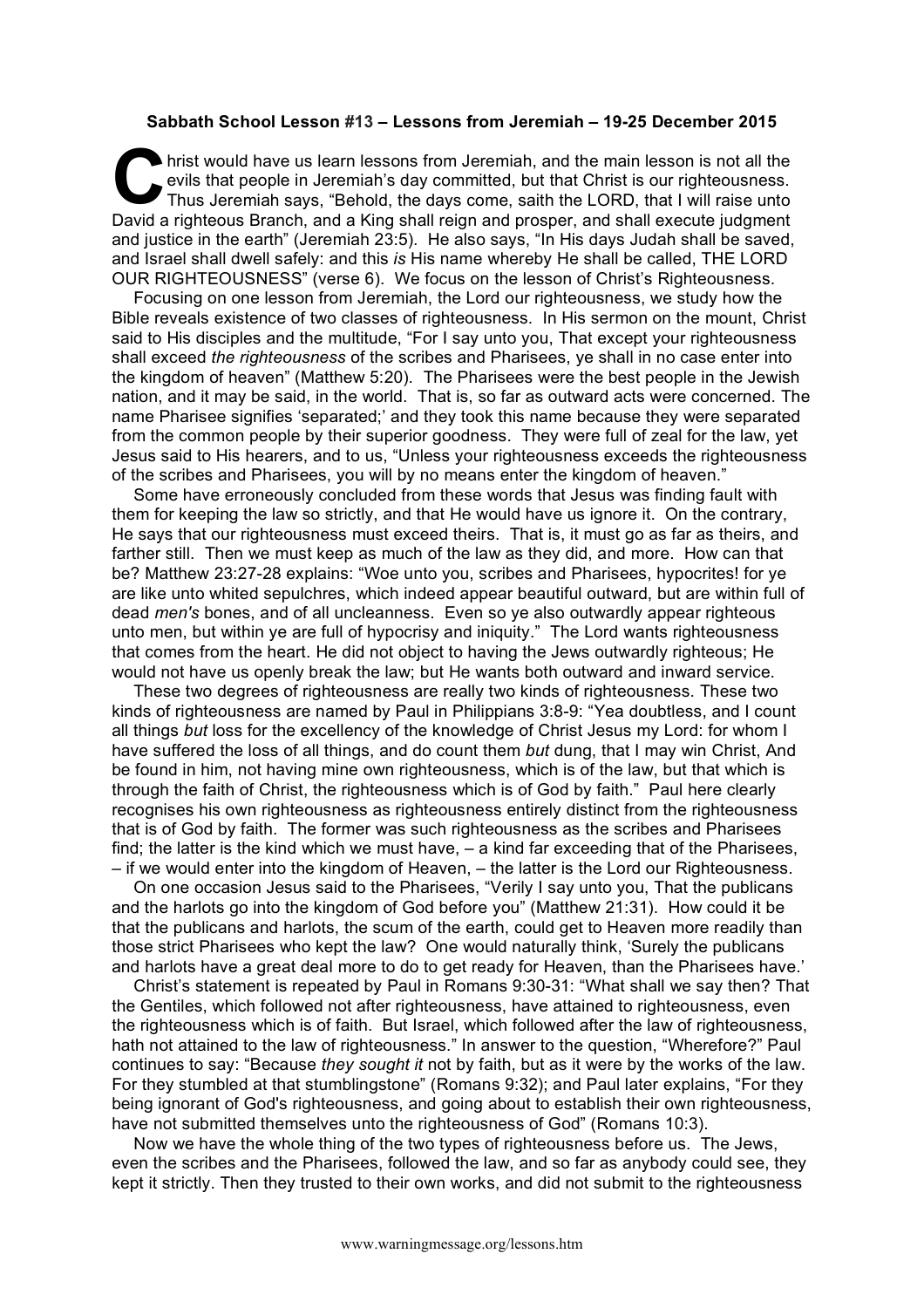**Sabbath School Lesson #13 – Lessons from Jeremiah – 19-25 December 2015**

Christ would have us learn lessons from Jeremiah, and the main lesson is not all the evils that people in Jeremiah's day committed, but that Christ is our righteousness. Thus Jeremiah says, "Behold, the days come, saith the LORD, that I will raise unto David a righteous Branch, and a King shall reign and prosper, and shall execute judgment and justice in the earth" (Jeremiah 23:5). He also says, "In His days Judah shall be saved, and Israel shall dwell safely: and this *is* His name whereby He shall be called, THE LORD OUR RIGHTEOUSNESS" (verse 6). We focus on the lesson of Christ's Righteousness.

Focusing on one lesson from Jeremiah, the Lord our righteousness, we study how the Bible reveals existence of two classes of righteousness. In His sermon on the mount, Christ said to His disciples and the multitude, "For I say unto you, That except your righteousness shall exceed *the righteousness* of the scribes and Pharisees, ye shall in no case enter into the kingdom of heaven" (Matthew 5:20). The Pharisees were the best people in the Jewish nation, and it may be said, in the world. That is, so far as outward acts were concerned. The name Pharisee signifies 'separated;' and they took this name because they were separated from the common people by their superior goodness. They were full of zeal for the law, yet Jesus said to His hearers, and to us, "Unless your righteousness exceeds the righteousness of the scribes and Pharisees, you will by no means enter the kingdom of heaven."

Some have erroneously concluded from these words that Jesus was finding fault with them for keeping the law so strictly, and that He would have us ignore it. On the contrary, He says that our righteousness must exceed theirs. That is, it must go as far as theirs, and farther still. Then we must keep as much of the law as they did, and more. How can that be? Matthew 23:27-28 explains: "Woe unto you, scribes and Pharisees, hypocrites! for ye are like unto whited sepulchres, which indeed appear beautiful outward, but are within full of dead *men's* bones, and of all uncleanness. Even so ye also outwardly appear righteous unto men, but within ye are full of hypocrisy and iniquity." The Lord wants righteousness that comes from the heart. He did not object to having the Jews outwardly righteous; He would not have us openly break the law; but He wants both outward and inward service.

These two degrees of righteousness are really two kinds of righteousness. These two kinds of righteousness are named by Paul in Philippians 3:8-9: "Yea doubtless, and I count all things *but* loss for the excellency of the knowledge of Christ Jesus my Lord: for whom I have suffered the loss of all things, and do count them *but* dung, that I may win Christ, And be found in him, not having mine own righteousness, which is of the law, but that which is through the faith of Christ, the righteousness which is of God by faith." Paul here clearly recognises his own righteousness as righteousness entirely distinct from the righteousness that is of God by faith. The former was such righteousness as the scribes and Pharisees find; the latter is the kind which we must have, – a kind far exceeding that of the Pharisees, – if we would enter into the kingdom of Heaven, – the latter is the Lord our Righteousness.

On one occasion Jesus said to the Pharisees, "Verily I say unto you, That the publicans and the harlots go into the kingdom of God before you" (Matthew 21:31). How could it be that the publicans and harlots, the scum of the earth, could get to Heaven more readily than those strict Pharisees who kept the law? One would naturally think, 'Surely the publicans and harlots have a great deal more to do to get ready for Heaven, than the Pharisees have.'

Christ's statement is repeated by Paul in Romans 9:30-31: "What shall we say then? That the Gentiles, which followed not after righteousness, have attained to righteousness, even the righteousness which is of faith. But Israel, which followed after the law of righteousness, hath not attained to the law of righteousness." In answer to the question, "Wherefore?" Paul continues to say: "Because *they sought it* not by faith, but as it were by the works of the law. For they stumbled at that stumblingstone" (Romans 9:32); and Paul later explains, "For they being ignorant of God's righteousness, and going about to establish their own righteousness, have not submitted themselves unto the righteousness of God" (Romans 10:3).

Now we have the whole thing of the two types of righteousness before us. The Jews, even the scribes and the Pharisees, followed the law, and so far as anybody could see, they kept it strictly. Then they trusted to their own works, and did not submit to the righteousness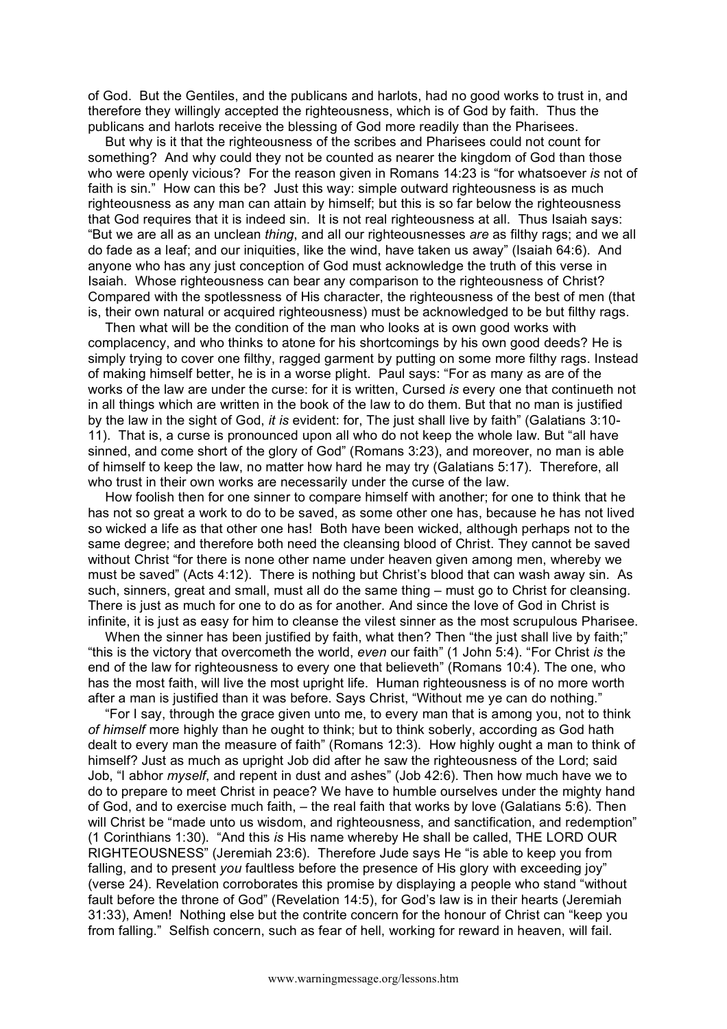of God. But the Gentiles, and the publicans and harlots, had no good works to trust in, and therefore they willingly accepted the righteousness, which is of God by faith. Thus the publicans and harlots receive the blessing of God more readily than the Pharisees.

But why is it that the righteousness of the scribes and Pharisees could not count for something? And why could they not be counted as nearer the kingdom of God than those who were openly vicious? For the reason given in Romans 14:23 is "for whatsoever *is* not of faith is sin." How can this be? Just this way: simple outward righteousness is as much righteousness as any man can attain by himself; but this is so far below the righteousness that God requires that it is indeed sin. It is not real righteousness at all. Thus Isaiah says: "But we are all as an unclean *thing*, and all our righteousnesses *are* as filthy rags; and we all do fade as a leaf; and our iniquities, like the wind, have taken us away" (Isaiah 64:6). And anyone who has any just conception of God must acknowledge the truth of this verse in Isaiah. Whose righteousness can bear any comparison to the righteousness of Christ? Compared with the spotlessness of His character, the righteousness of the best of men (that is, their own natural or acquired righteousness) must be acknowledged to be but filthy rags.

Then what will be the condition of the man who looks at is own good works with complacency, and who thinks to atone for his shortcomings by his own good deeds? He is simply trying to cover one filthy, ragged garment by putting on some more filthy rags. Instead of making himself better, he is in a worse plight. Paul says: "For as many as are of the works of the law are under the curse: for it is written, Cursed *is* every one that continueth not in all things which are written in the book of the law to do them. But that no man is justified by the law in the sight of God, *it is* evident: for, The just shall live by faith" (Galatians 3:10-11). That is, a curse is pronounced upon all who do not keep the whole law. But "all have sinned, and come short of the glory of God" (Romans 3:23), and moreover, no man is able of himself to keep the law, no matter how hard he may try (Galatians 5:17). Therefore, all who trust in their own works are necessarily under the curse of the law.

How foolish then for one sinner to compare himself with another; for one to think that he has not so great a work to do to be saved, as some other one has, because he has not lived so wicked a life as that other one has! Both have been wicked, although perhaps not to the same degree; and therefore both need the cleansing blood of Christ. They cannot be saved without Christ "for there is none other name under heaven given among men, whereby we must be saved" (Acts 4:12). There is nothing but Christ's blood that can wash away sin. As such, sinners, great and small, must all do the same thing – must go to Christ for cleansing. There is just as much for one to do as for another. And since the love of God in Christ is infinite, it is just as easy for him to cleanse the vilest sinner as the most scrupulous Pharisee.

When the sinner has been justified by faith, what then? Then "the just shall live by faith;" "this is the victory that overcometh the world, *even* our faith" (1 John 5:4). "For Christ *is* the end of the law for righteousness to every one that believeth" (Romans 10:4). The one, who has the most faith, will live the most upright life. Human righteousness is of no more worth after a man is justified than it was before. Says Christ, "Without me ye can do nothing."

"For I say, through the grace given unto me, to every man that is among you, not to think *of himself* more highly than he ought to think; but to think soberly, according as God hath dealt to every man the measure of faith" (Romans 12:3). How highly ought a man to think of himself? Just as much as upright Job did after he saw the righteousness of the Lord; said Job, "I abhor *myself*, and repent in dust and ashes" (Job 42:6). Then how much have we to do to prepare to meet Christ in peace? We have to humble ourselves under the mighty hand of God, and to exercise much faith, – the real faith that works by love (Galatians 5:6). Then will Christ be "made unto us wisdom, and righteousness, and sanctification, and redemption" (1 Corinthians 1:30). "And this *is* His name whereby He shall be called, THE LORD OUR RIGHTEOUSNESS" (Jeremiah 23:6). Therefore Jude says He "is able to keep you from falling, and to present *you* faultless before the presence of His glory with exceeding joy" (verse 24). Revelation corroborates this promise by displaying a people who stand "without fault before the throne of God" (Revelation 14:5), for God's law is in their hearts (Jeremiah 31:33), Amen! Nothing else but the contrite concern for the honour of Christ can "keep you from falling." Selfish concern, such as fear of hell, working for reward in heaven, will fail.

www.warningmessage.org/lessons.htm